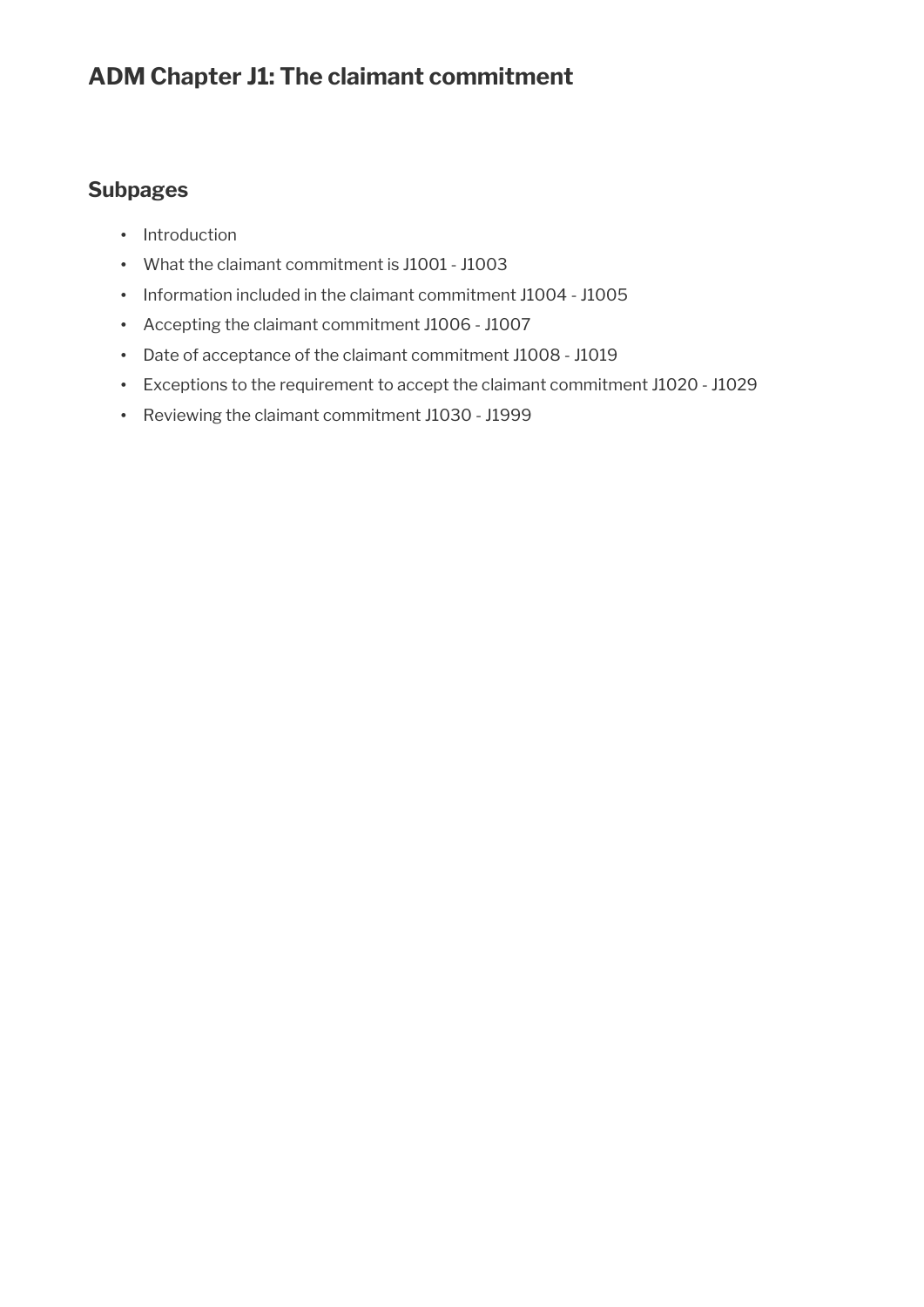# ADM Chapter J1: The claimant commitment

## Subpages

- Introduction
- What the claimant commitment is J1001 - J1003
- Information included in the claimant commitment J1004 - J1005
- Accepting the claimant commitment J1006 - J1007
- Date of acceptance of the claimant commitment J1008 - J1019
- Exceptions to the requirement to accept the claimant commitment J1020 - J1029
- Reviewing the claimant commitment J1030 - J1999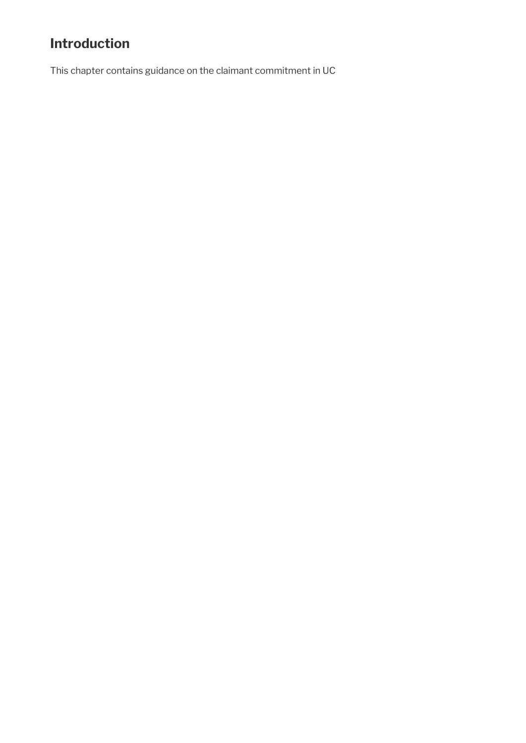## Introduction

This chapter contains guidance on the claimant commitment in UC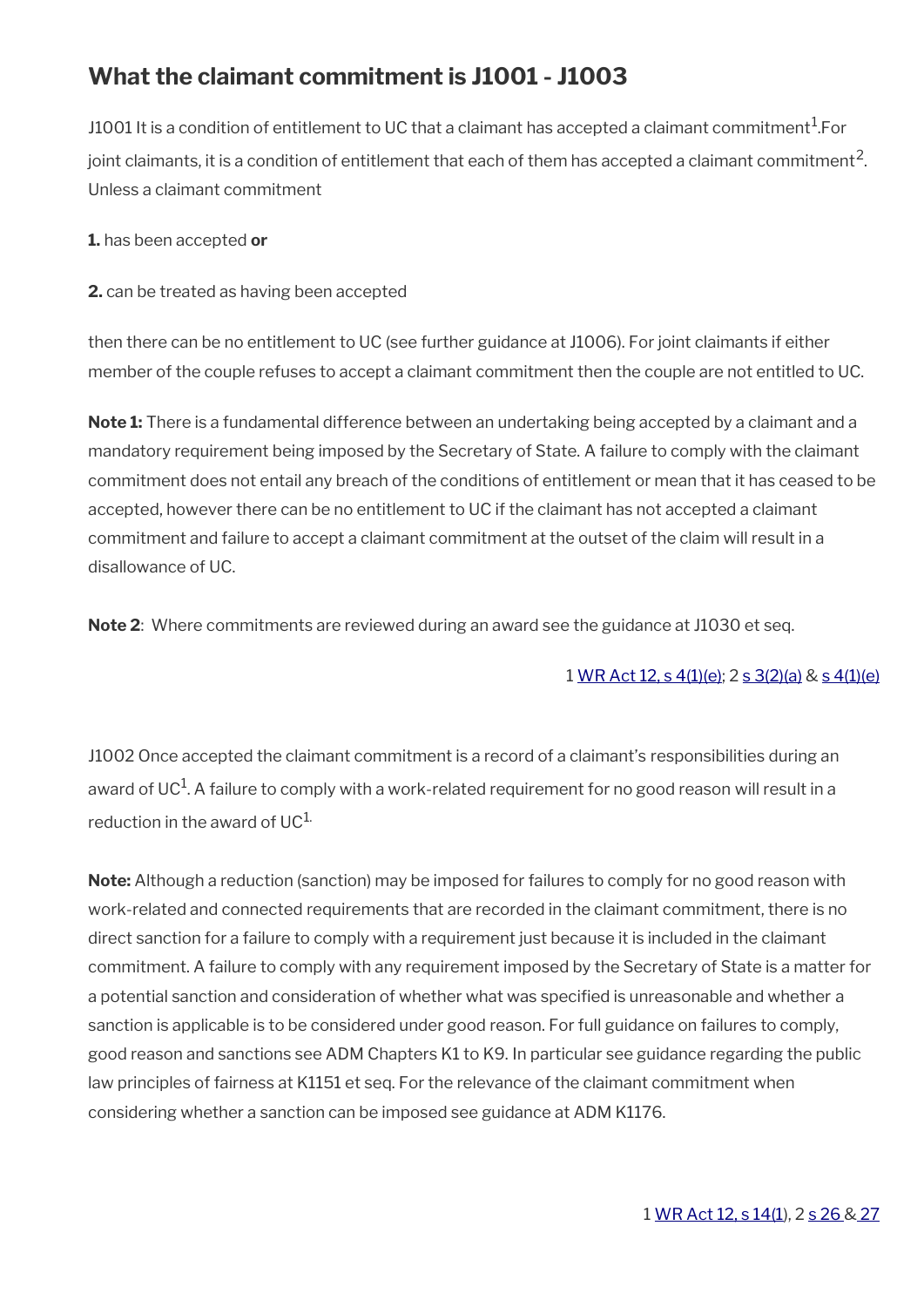## What the claimant commitment is J1001 - J1003

J1001 It is a condition of entitlement to UC that a claimant has accepted a claimant commitment[1].For joint claimants, it is a condition of entitlement that each of them has accepted a claimant commitment[2]. Unless a claimant commitment

**1.** has been accepted **or**

**2.** can be treated as having been accepted

then there can be no entitlement to UC (see further guidance at J1006). For joint claimants if either member of the couple refuses to accept a claimant commitment then the couple are not entitled to UC.

**Note 1:** There is a fundamental difference between an undertaking being accepted by a claimant and a mandatory requirement being imposed by the Secretary of State. A failure to comply with the claimant commitment does not entail any breach of the conditions of entitlement or mean that it has ceased to be accepted, however there can be no entitlement to UC if the claimant has not accepted a claimant commitment and failure to accept a claimant commitment at the outset of the claim will result in a disallowance of UC.

**Note 2**: Where commitments are reviewed during an award see the guidance at J1030 et seq.

1 WR Act 12, s 4(1)(e); 2 s 3(2)(a) & s 4(1)(e)

J1002 Once accepted the claimant commitment is a record of a claimant's responsibilities during an award of UC[1]. A failure to comply with a work-related requirement for no good reason will result in a reduction in the award of UC[1.]

**Note:** Although a reduction (sanction) may be imposed for failures to comply for no good reason with work-related and connected requirements that are recorded in the claimant commitment, there is no direct sanction for a failure to comply with a requirement just because it is included in the claimant commitment. A failure to comply with any requirement imposed by the Secretary of State is a matter for a potential sanction and consideration of whether what was specified is unreasonable and whether a sanction is applicable is to be considered under good reason. For full guidance on failures to comply, good reason and sanctions see ADM Chapters K1 to K9. In particular see guidance regarding the public law principles of fairness at K1151 et seq. For the relevance of the claimant commitment when considering whether a sanction can be imposed see guidance at ADM K1176.

1 WR Act 12, s 14(1), 2 s 26 & 27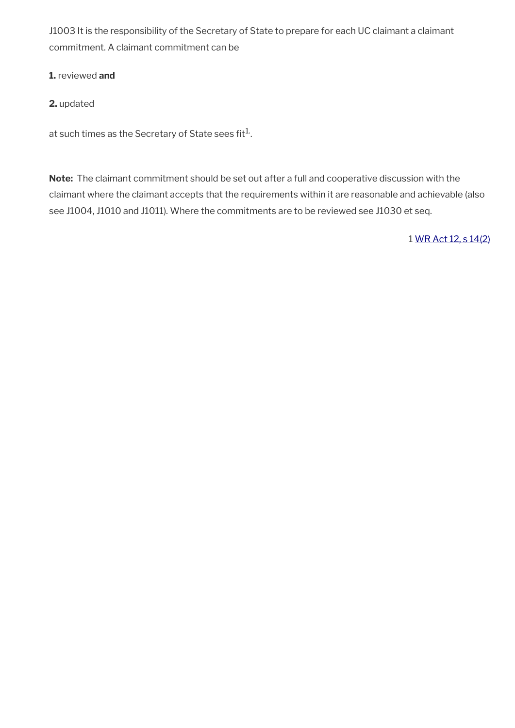J1003 It is the responsibility of the Secretary of State to prepare for each UC claimant a claimant commitment. A claimant commitment can be

**1.** reviewed **and**

**2.** updated

at such times as the Secretary of State sees fit[1].

**Note:** The claimant commitment should be set out after a full and cooperative discussion with the claimant where the claimant accepts that the requirements within it are reasonable and achievable (also see J1004, J1010 and J1011). Where the commitments are to be reviewed see J1030 et seq.

1 WR Act 12, s 14(2)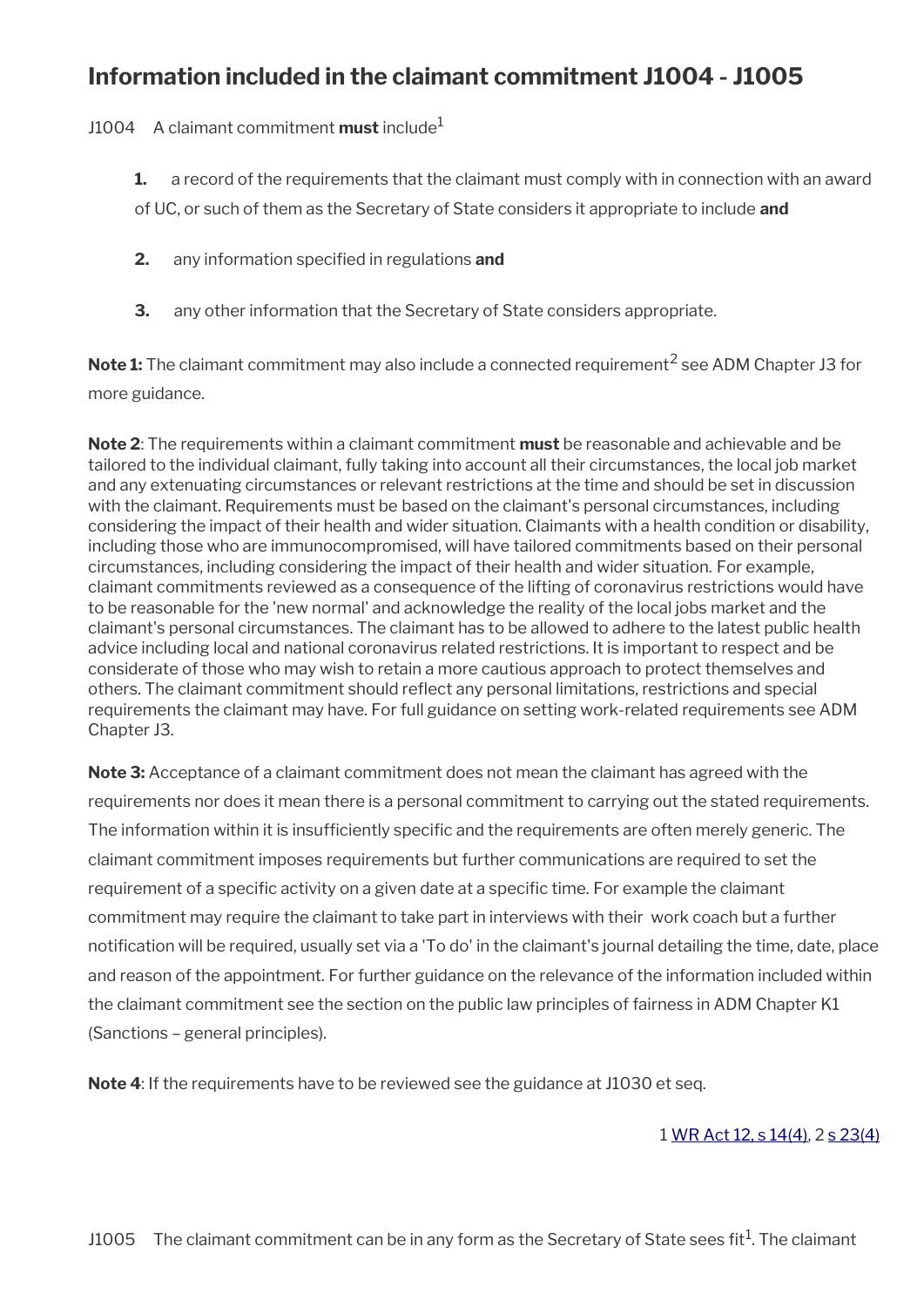## Information included in the claimant commitment J1004 - J1005

J1004 A claimant commitment **must** include[1]

**1.** a record of the requirements that the claimant must comply with in connection with an award of UC, or such of them as the Secretary of State considers it appropriate to include **and**

**2.** any information specified in regulations **and**

**3.** any other information that the Secretary of State considers appropriate.

**Note 1:** The claimant commitment may also include a connected requirement[2] see ADM Chapter J3 for more guidance.

**Note 2**: The requirements within a claimant commitment **must** be reasonable and achievable and be tailored to the individual claimant, fully taking into account all their circumstances, the local job market and any extenuating circumstances or relevant restrictions at the time and should be set in discussion with the claimant. Requirements must be based on the claimant's personal circumstances, including considering the impact of their health and wider situation. Claimants with a health condition or disability, including those who are immunocompromised, will have tailored commitments based on their personal circumstances, including considering the impact of their health and wider situation. For example, claimant commitments reviewed as a consequence of the lifting of coronavirus restrictions would have to be reasonable for the 'new normal' and acknowledge the reality of the local jobs market and the claimant's personal circumstances. The claimant has to be allowed to adhere to the latest public health advice including local and national coronavirus related restrictions. It is important to respect and be considerate of those who may wish to retain a more cautious approach to protect themselves and others. The claimant commitment should reflect any personal limitations, restrictions and special requirements the claimant may have. For full guidance on setting work-related requirements see ADM Chapter J3.

**Note 3:** Acceptance of a claimant commitment does not mean the claimant has agreed with the requirements nor does it mean there is a personal commitment to carrying out the stated requirements. The information within it is insufficiently specific and the requirements are often merely generic. The claimant commitment imposes requirements but further communications are required to set the requirement of a specific activity on a given date at a specific time. For example the claimant commitment may require the claimant to take part in interviews with their work coach but a further notification will be required, usually set via a 'To do' in the claimant's journal detailing the time, date, place and reason of the appointment. For further guidance on the relevance of the information included within the claimant commitment see the section on the public law principles of fairness in ADM Chapter K1 (Sanctions – general principles).

**Note 4**: If the requirements have to be reviewed see the guidance at J1030 et seq.

1 WR Act 12, s 14(4), 2 s 23(4)

J1005 The claimant commitment can be in any form as the Secretary of State sees fit[1]. The claimant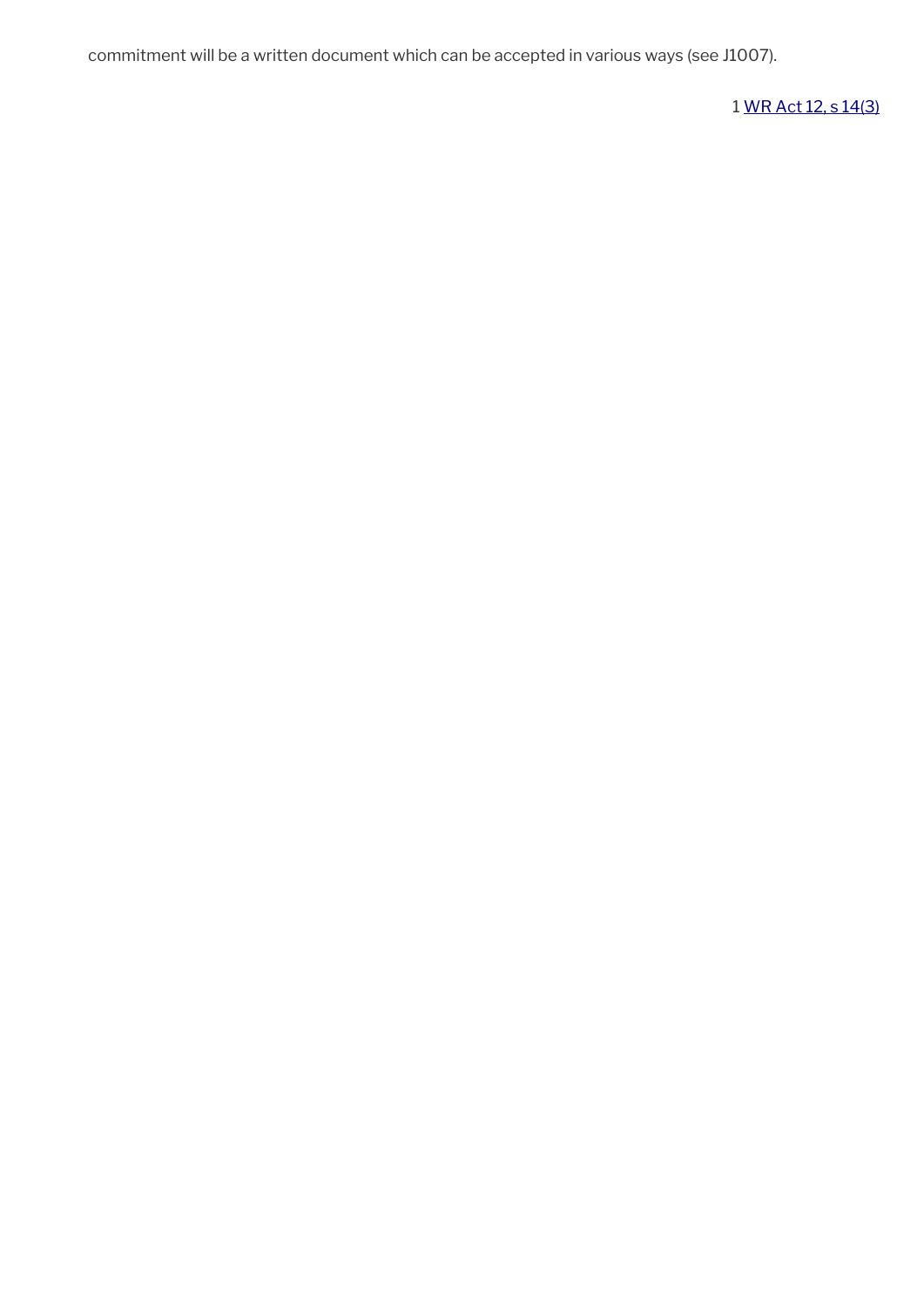commitment will be a written document which can be accepted in various ways (see J1007).

1 [WR Act 12, s 14(3)]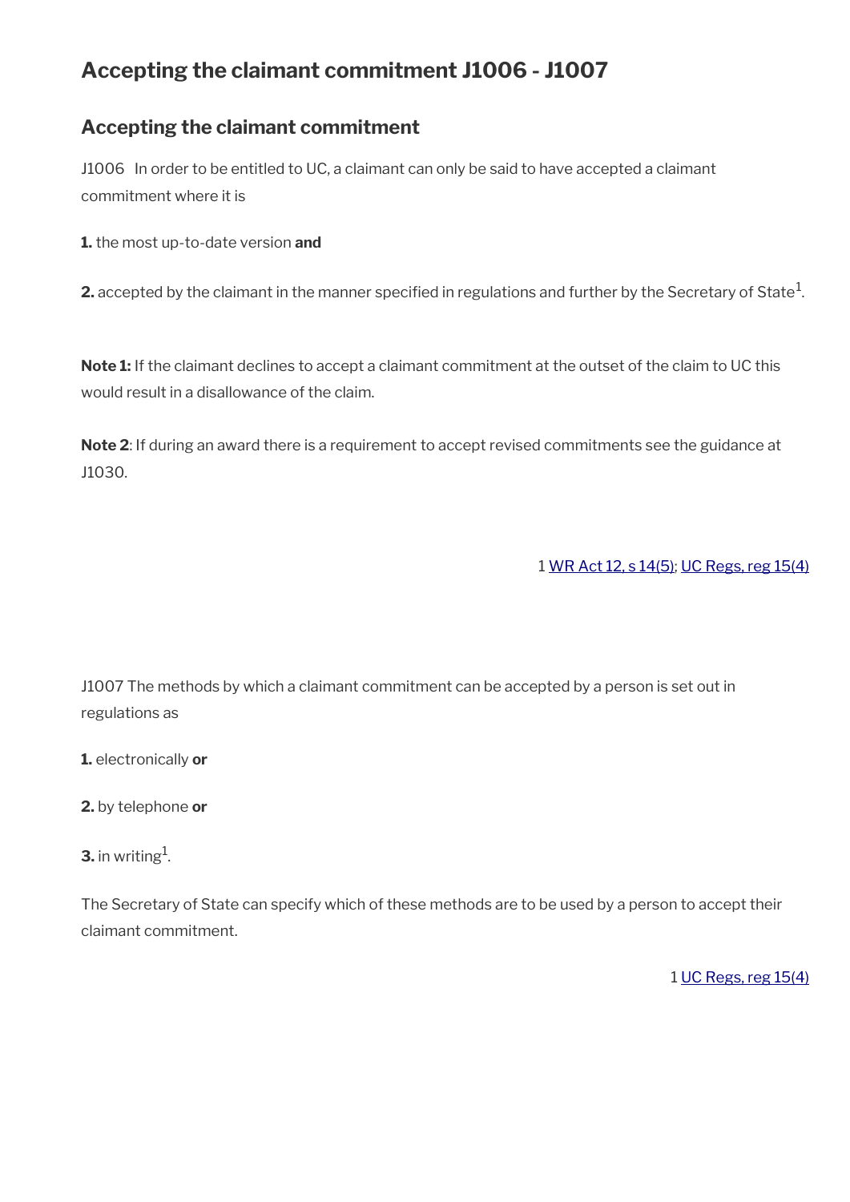# Accepting the claimant commitment J1006 - J1007

## Accepting the claimant commitment

J1006 In order to be entitled to UC, a claimant can only be said to have accepted a claimant commitment where it is

**1.** the most up-to-date version **and**

**2.** accepted by the claimant in the manner specified in regulations and further by the Secretary of State[1].

**Note 1:** If the claimant declines to accept a claimant commitment at the outset of the claim to UC this would result in a disallowance of the claim.

**Note 2**: If during an award there is a requirement to accept revised commitments see the guidance at J1030.

1 WR Act 12, s 14(5); UC Regs, reg 15(4)

J1007 The methods by which a claimant commitment can be accepted by a person is set out in regulations as

**1.** electronically **or**

**2.** by telephone **or**

**3.** in writing[1].

The Secretary of State can specify which of these methods are to be used by a person to accept their claimant commitment.

1 UC Regs, reg 15(4)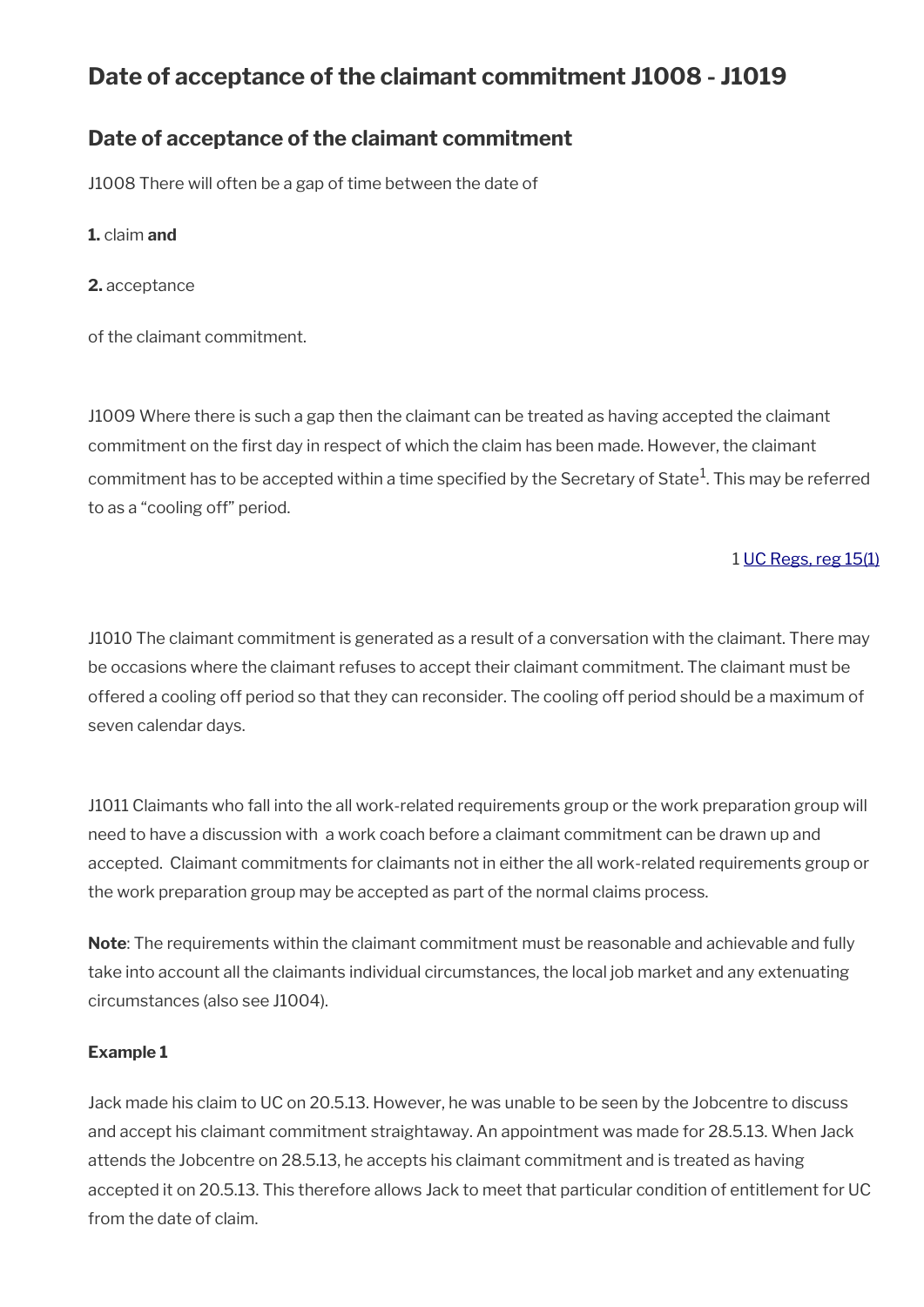# Date of acceptance of the claimant commitment J1008 - J1019

## Date of acceptance of the claimant commitment

J1008 There will often be a gap of time between the date of

**1.** claim **and**

**2.** acceptance

of the claimant commitment.

J1009 Where there is such a gap then the claimant can be treated as having accepted the claimant commitment on the first day in respect of which the claim has been made. However, the claimant commitment has to be accepted within a time specified by the Secretary of State[1]. This may be referred to as a "cooling off" period.

1 UC Regs, reg 15(1)

J1010 The claimant commitment is generated as a result of a conversation with the claimant. There may be occasions where the claimant refuses to accept their claimant commitment. The claimant must be offered a cooling off period so that they can reconsider. The cooling off period should be a maximum of seven calendar days.

J1011 Claimants who fall into the all work-related requirements group or the work preparation group will need to have a discussion with a work coach before a claimant commitment can be drawn up and accepted. Claimant commitments for claimants not in either the all work-related requirements group or the work preparation group may be accepted as part of the normal claims process.

**Note**: The requirements within the claimant commitment must be reasonable and achievable and fully take into account all the claimants individual circumstances, the local job market and any extenuating circumstances (also see J1004).

**Example 1**

Jack made his claim to UC on 20.5.13. However, he was unable to be seen by the Jobcentre to discuss and accept his claimant commitment straightaway. An appointment was made for 28.5.13. When Jack attends the Jobcentre on 28.5.13, he accepts his claimant commitment and is treated as having accepted it on 20.5.13. This therefore allows Jack to meet that particular condition of entitlement for UC from the date of claim.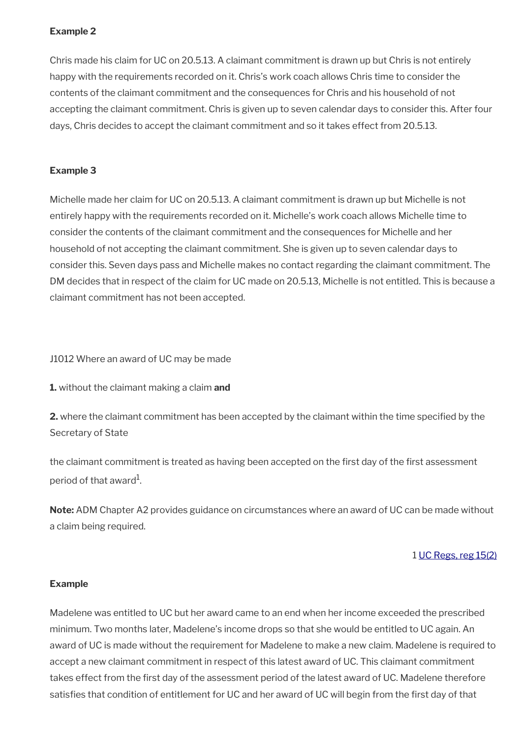**Example 2**

Chris made his claim for UC on 20.5.13. A claimant commitment is drawn up but Chris is not entirely happy with the requirements recorded on it. Chris's work coach allows Chris time to consider the contents of the claimant commitment and the consequences for Chris and his household of not accepting the claimant commitment. Chris is given up to seven calendar days to consider this. After four days, Chris decides to accept the claimant commitment and so it takes effect from 20.5.13.

**Example 3**

Michelle made her claim for UC on 20.5.13. A claimant commitment is drawn up but Michelle is not entirely happy with the requirements recorded on it. Michelle's work coach allows Michelle time to consider the contents of the claimant commitment and the consequences for Michelle and her household of not accepting the claimant commitment. She is given up to seven calendar days to consider this. Seven days pass and Michelle makes no contact regarding the claimant commitment. The DM decides that in respect of the claim for UC made on 20.5.13, Michelle is not entitled. This is because a claimant commitment has not been accepted.

J1012 Where an award of UC may be made

**1.** without the claimant making a claim **and**

**2.** where the claimant commitment has been accepted by the claimant within the time specified by the Secretary of State

the claimant commitment is treated as having been accepted on the first day of the first assessment period of that award[1].

**Note:** ADM Chapter A2 provides guidance on circumstances where an award of UC can be made without a claim being required.

1 UC Regs, reg 15(2)

**Example**

Madelene was entitled to UC but her award came to an end when her income exceeded the prescribed minimum. Two months later, Madelene's income drops so that she would be entitled to UC again. An award of UC is made without the requirement for Madelene to make a new claim. Madelene is required to accept a new claimant commitment in respect of this latest award of UC. This claimant commitment takes effect from the first day of the assessment period of the latest award of UC. Madelene therefore satisfies that condition of entitlement for UC and her award of UC will begin from the first day of that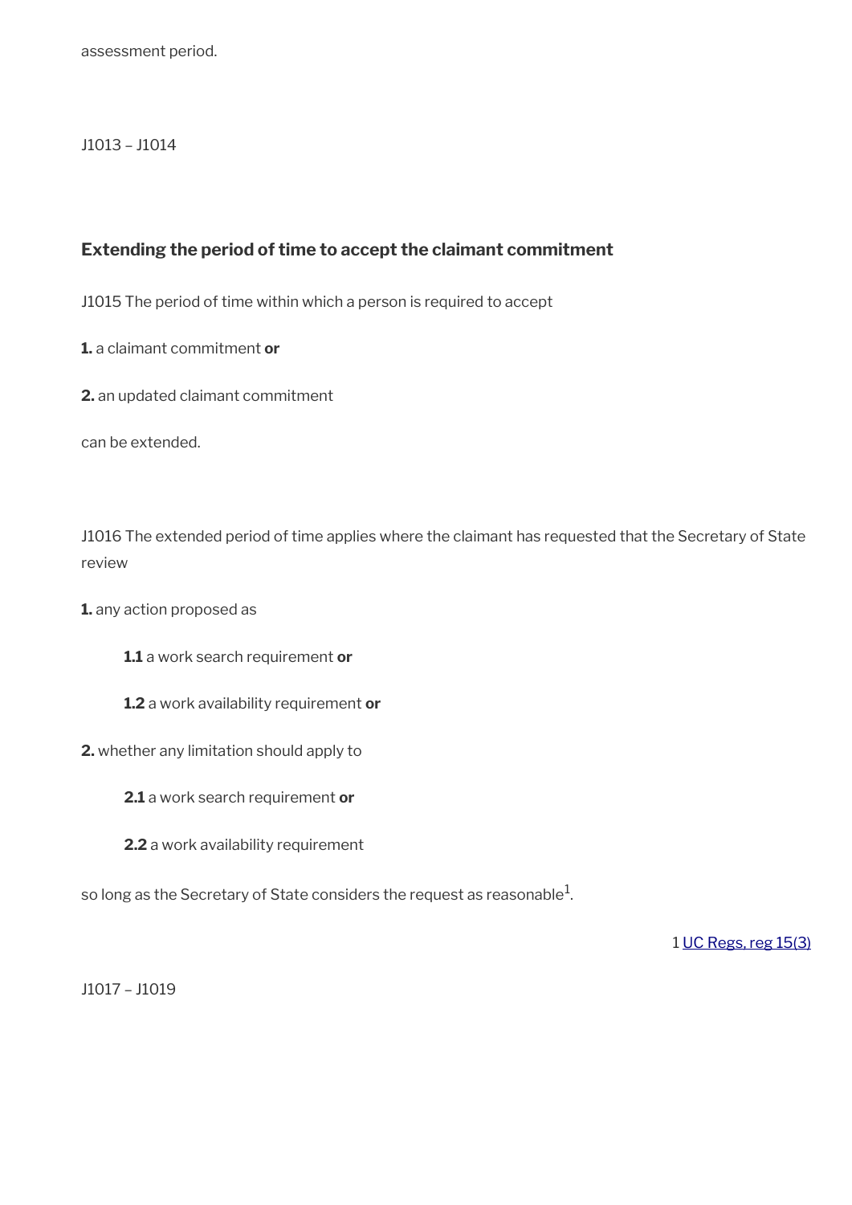assessment period.

J1013 – J1014

### Extending the period of time to accept the claimant commitment

J1015 The period of time within which a person is required to accept

**1.** a claimant commitment **or**

**2.** an updated claimant commitment

can be extended.

J1016 The extended period of time applies where the claimant has requested that the Secretary of State review

**1.** any action proposed as

**1.1** a work search requirement **or**

**1.2** a work availability requirement **or**

**2.** whether any limitation should apply to

**2.1** a work search requirement **or**

**2.2** a work availability requirement

so long as the Secretary of State considers the request as reasonable[1].

1 UC Regs, reg 15(3)

J1017 – J1019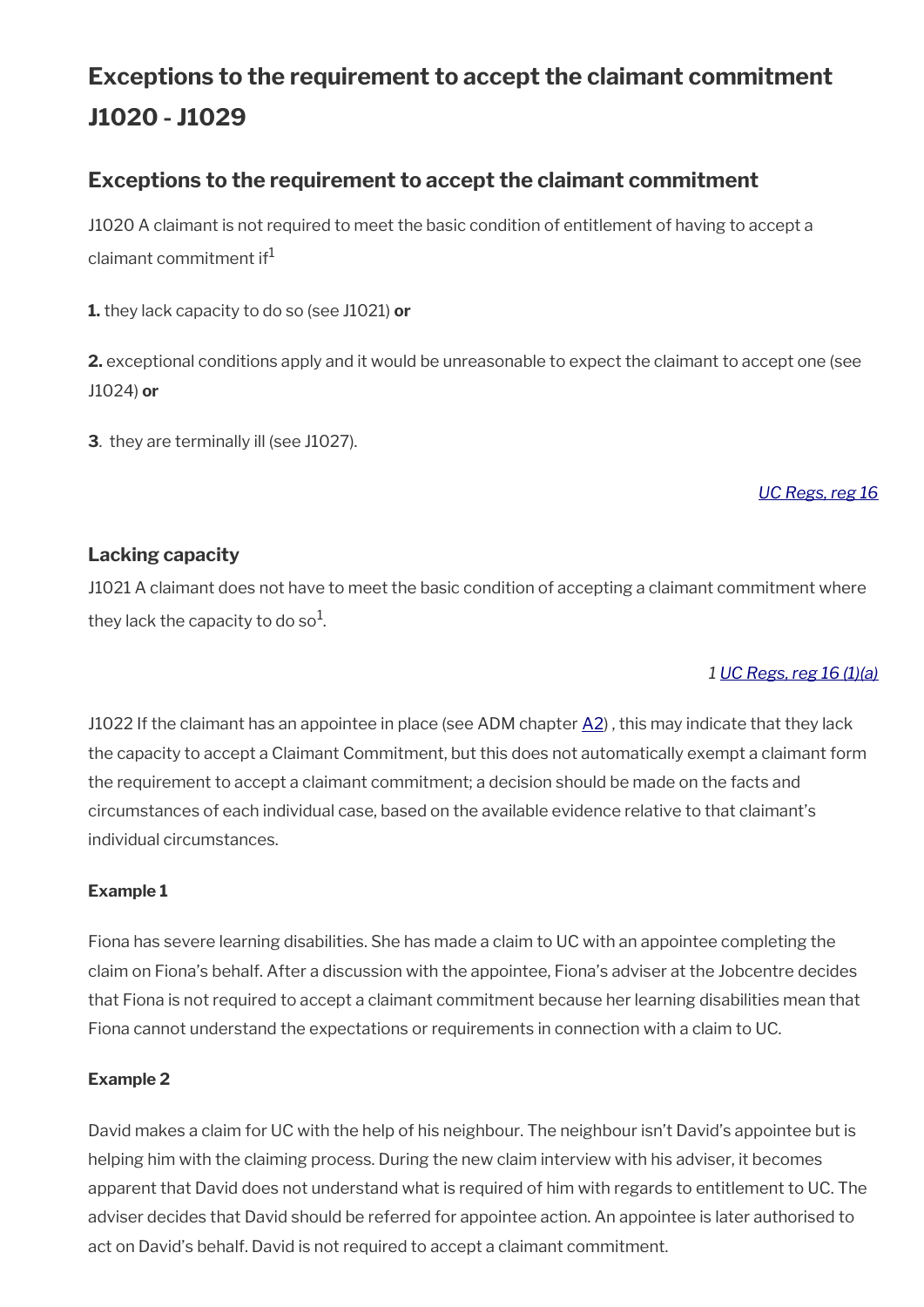# Exceptions to the requirement to accept the claimant commitment J1020 - J1029

## Exceptions to the requirement to accept the claimant commitment

J1020 A claimant is not required to meet the basic condition of entitlement of having to accept a claimant commitment if[1]

**1.** they lack capacity to do so (see J1021) **or**

**2.** exceptional conditions apply and it would be unreasonable to expect the claimant to accept one (see J1024) **or**

**3**. they are terminally ill (see J1027).

*UC Regs, reg 16*

### Lacking capacity

J1021 A claimant does not have to meet the basic condition of accepting a claimant commitment where they lack the capacity to do so[1].

*1 UC Regs, reg 16 (1)(a)*

J1022 If the claimant has an appointee in place (see ADM chapter A2) , this may indicate that they lack the capacity to accept a Claimant Commitment, but this does not automatically exempt a claimant form the requirement to accept a claimant commitment; a decision should be made on the facts and circumstances of each individual case, based on the available evidence relative to that claimant's individual circumstances.

**Example 1**

Fiona has severe learning disabilities. She has made a claim to UC with an appointee completing the claim on Fiona's behalf. After a discussion with the appointee, Fiona's adviser at the Jobcentre decides that Fiona is not required to accept a claimant commitment because her learning disabilities mean that Fiona cannot understand the expectations or requirements in connection with a claim to UC.

**Example 2**

David makes a claim for UC with the help of his neighbour. The neighbour isn't David's appointee but is helping him with the claiming process. During the new claim interview with his adviser, it becomes apparent that David does not understand what is required of him with regards to entitlement to UC. The adviser decides that David should be referred for appointee action. An appointee is later authorised to act on David's behalf. David is not required to accept a claimant commitment.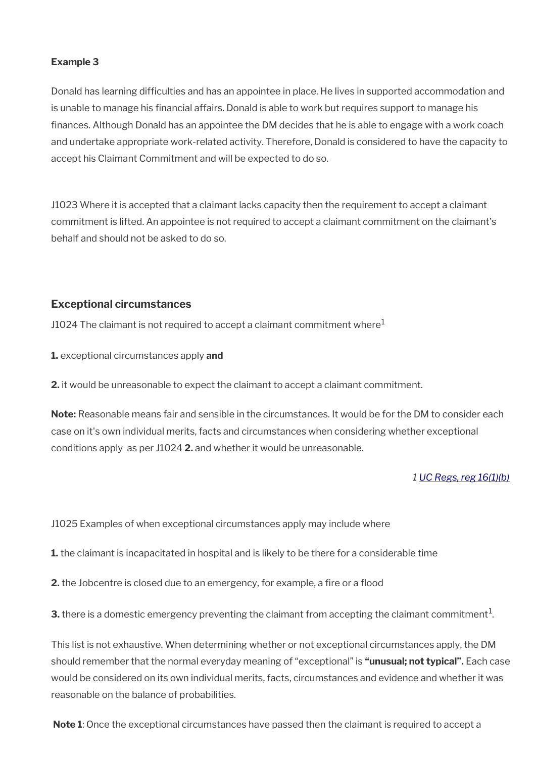**Example 3**

Donald has learning difficulties and has an appointee in place. He lives in supported accommodation and is unable to manage his financial affairs. Donald is able to work but requires support to manage his finances. Although Donald has an appointee the DM decides that he is able to engage with a work coach and undertake appropriate work-related activity. Therefore, Donald is considered to have the capacity to accept his Claimant Commitment and will be expected to do so.

J1023 Where it is accepted that a claimant lacks capacity then the requirement to accept a claimant commitment is lifted. An appointee is not required to accept a claimant commitment on the claimant's behalf and should not be asked to do so.

### Exceptional circumstances

J1024 The claimant is not required to accept a claimant commitment where[1]

**1.** exceptional circumstances apply **and**

**2.** it would be unreasonable to expect the claimant to accept a claimant commitment.

**Note:** Reasonable means fair and sensible in the circumstances. It would be for the DM to consider each case on it's own individual merits, facts and circumstances when considering whether exceptional conditions apply as per J1024 **2.** and whether it would be unreasonable.

*1 UC Regs, reg 16(1)(b)*

J1025 Examples of when exceptional circumstances apply may include where

**1.** the claimant is incapacitated in hospital and is likely to be there for a considerable time

**2.** the Jobcentre is closed due to an emergency, for example, a fire or a flood

**3.** there is a domestic emergency preventing the claimant from accepting the claimant commitment[1].

This list is not exhaustive. When determining whether or not exceptional circumstances apply, the DM should remember that the normal everyday meaning of "exceptional" is **"unusual; not typical".** Each case would be considered on its own individual merits, facts, circumstances and evidence and whether it was reasonable on the balance of probabilities.

**Note 1**: Once the exceptional circumstances have passed then the claimant is required to accept a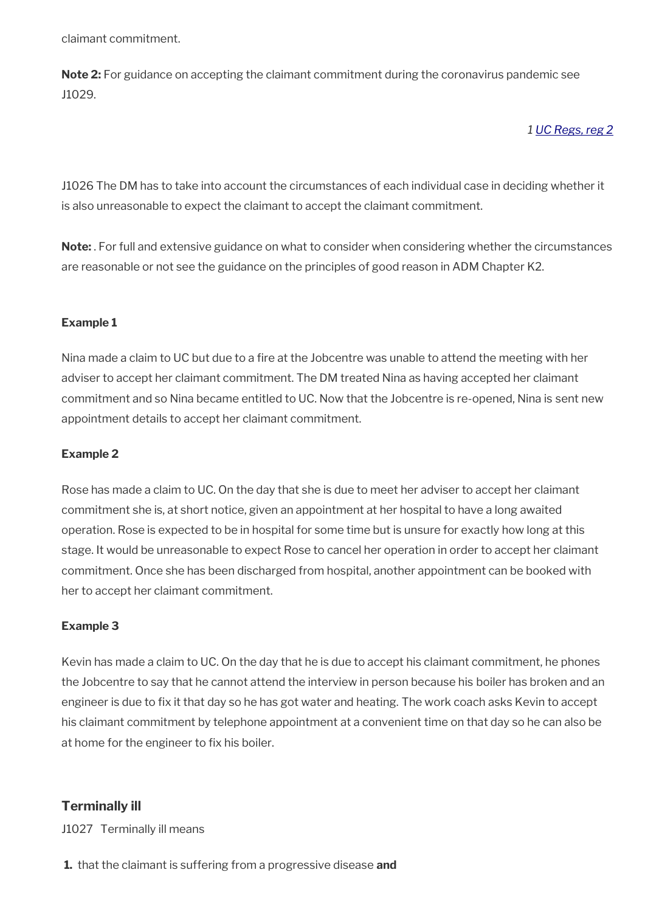claimant commitment.

**Note 2:** For guidance on accepting the claimant commitment during the coronavirus pandemic see J1029.

*1 UC Regs, reg 2*

J1026 The DM has to take into account the circumstances of each individual case in deciding whether it is also unreasonable to expect the claimant to accept the claimant commitment.

**Note:** . For full and extensive guidance on what to consider when considering whether the circumstances are reasonable or not see the guidance on the principles of good reason in ADM Chapter K2.

**Example 1**

Nina made a claim to UC but due to a fire at the Jobcentre was unable to attend the meeting with her adviser to accept her claimant commitment. The DM treated Nina as having accepted her claimant commitment and so Nina became entitled to UC. Now that the Jobcentre is re-opened, Nina is sent new appointment details to accept her claimant commitment.

**Example 2**

Rose has made a claim to UC. On the day that she is due to meet her adviser to accept her claimant commitment she is, at short notice, given an appointment at her hospital to have a long awaited operation. Rose is expected to be in hospital for some time but is unsure for exactly how long at this stage. It would be unreasonable to expect Rose to cancel her operation in order to accept her claimant commitment. Once she has been discharged from hospital, another appointment can be booked with her to accept her claimant commitment.

**Example 3**

Kevin has made a claim to UC. On the day that he is due to accept his claimant commitment, he phones the Jobcentre to say that he cannot attend the interview in person because his boiler has broken and an engineer is due to fix it that day so he has got water and heating. The work coach asks Kevin to accept his claimant commitment by telephone appointment at a convenient time on that day so he can also be at home for the engineer to fix his boiler.

### Terminally ill

J1027 Terminally ill means

1. that the claimant is suffering from a progressive disease **and**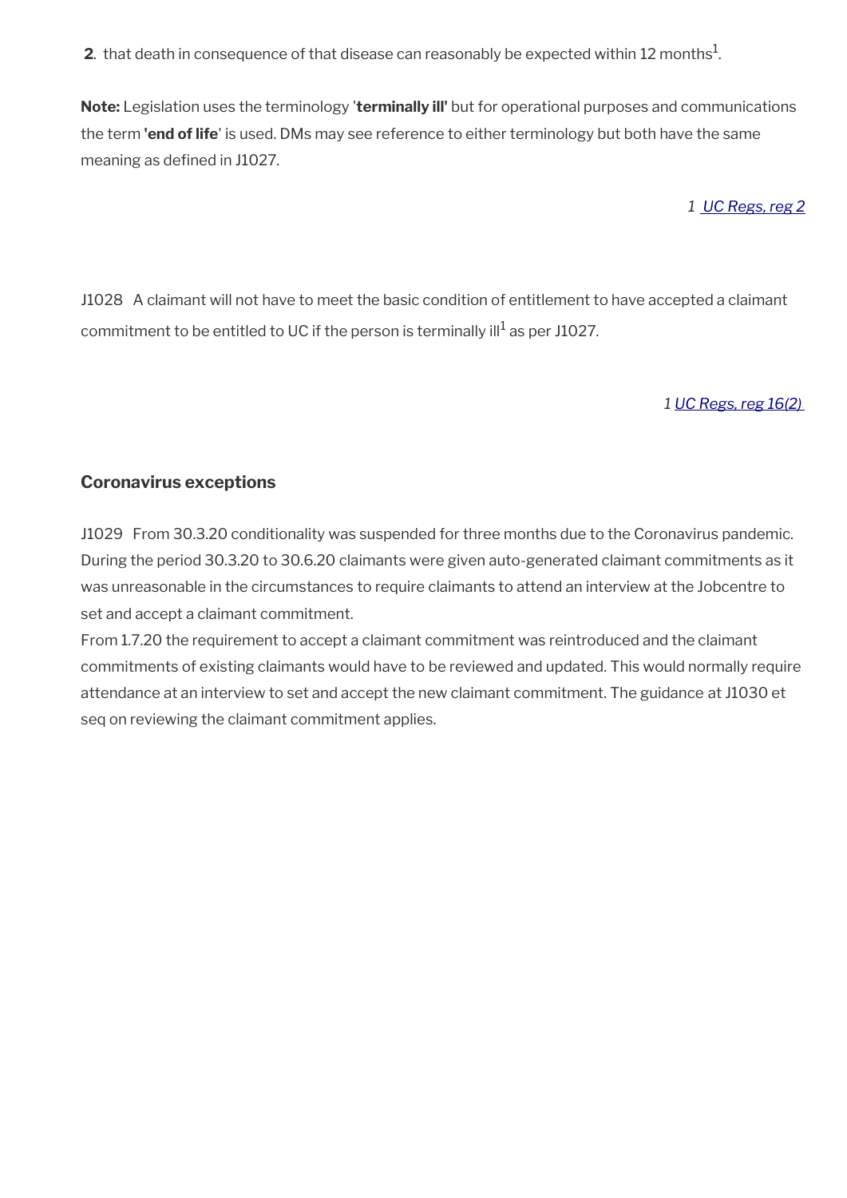**2**. that death in consequence of that disease can reasonably be expected within 12 months[1].

**Note:** Legislation uses the terminology '**terminally ill'** but for operational purposes and communications the term **'end of life**' is used. DMs may see reference to either terminology but both have the same meaning as defined in J1027.

*1 UC Regs, reg 2*

J1028 A claimant will not have to meet the basic condition of entitlement to have accepted a claimant commitment to be entitled to UC if the person is terminally ill[1] as per J1027.

*1 UC Regs, reg 16(2)*

### Coronavirus exceptions

J1029 From 30.3.20 conditionality was suspended for three months due to the Coronavirus pandemic. During the period 30.3.20 to 30.6.20 claimants were given auto-generated claimant commitments as it was unreasonable in the circumstances to require claimants to attend an interview at the Jobcentre to set and accept a claimant commitment.
From 1.7.20 the requirement to accept a claimant commitment was reintroduced and the claimant commitments of existing claimants would have to be reviewed and updated. This would normally require attendance at an interview to set and accept the new claimant commitment. The guidance at J1030 et seq on reviewing the claimant commitment applies.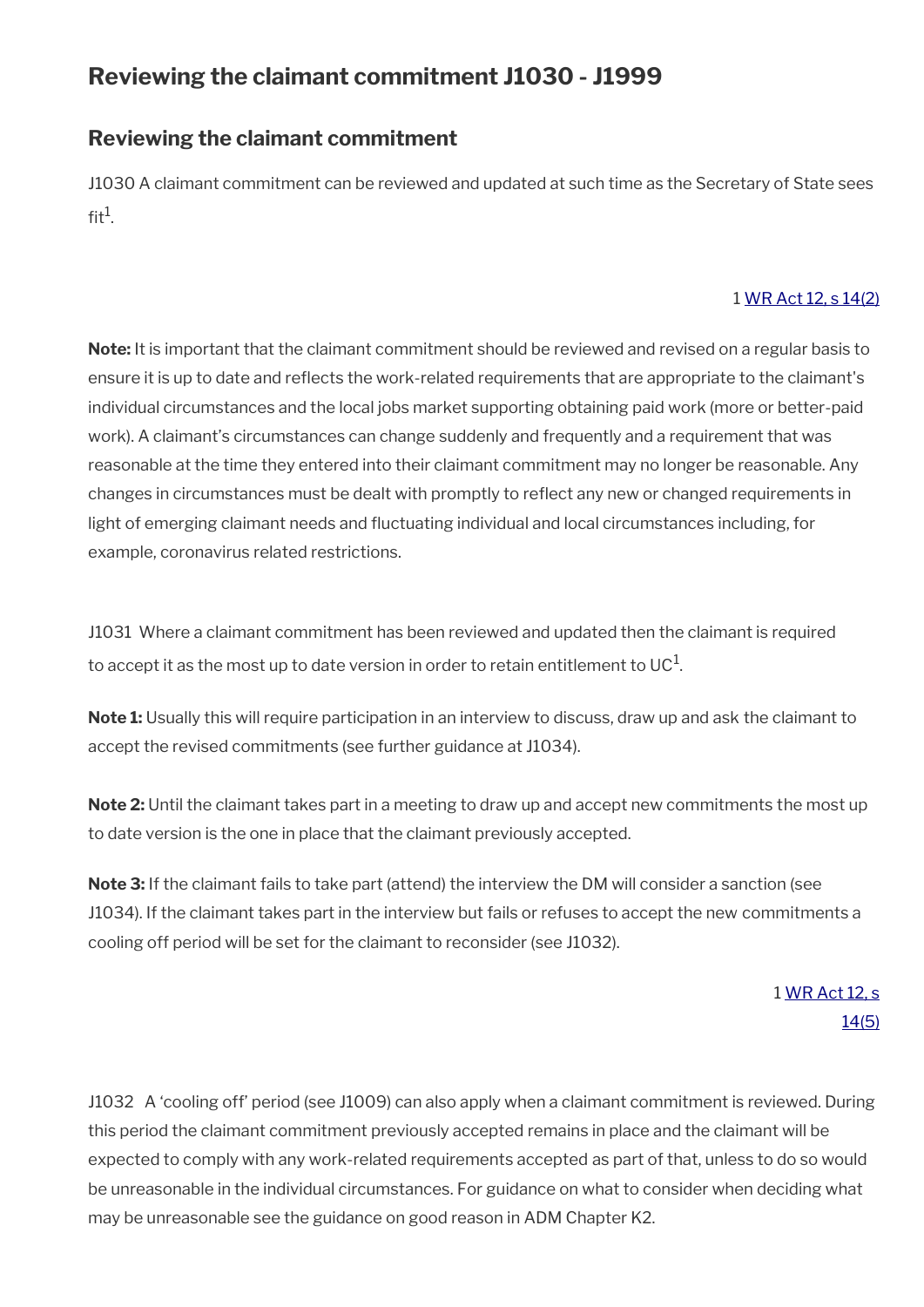# Reviewing the claimant commitment J1030 - J1999

## Reviewing the claimant commitment

J1030 A claimant commitment can be reviewed and updated at such time as the Secretary of State sees fit[1].

1 [WR Act 12, s 14(2)]

**Note:** It is important that the claimant commitment should be reviewed and revised on a regular basis to ensure it is up to date and reflects the work-related requirements that are appropriate to the claimant's individual circumstances and the local jobs market supporting obtaining paid work (more or better-paid work). A claimant's circumstances can change suddenly and frequently and a requirement that was reasonable at the time they entered into their claimant commitment may no longer be reasonable. Any changes in circumstances must be dealt with promptly to reflect any new or changed requirements in light of emerging claimant needs and fluctuating individual and local circumstances including, for example, coronavirus related restrictions.

J1031 Where a claimant commitment has been reviewed and updated then the claimant is required to accept it as the most up to date version in order to retain entitlement to UC[1].

**Note 1:** Usually this will require participation in an interview to discuss, draw up and ask the claimant to accept the revised commitments (see further guidance at J1034).

**Note 2:** Until the claimant takes part in a meeting to draw up and accept new commitments the most up to date version is the one in place that the claimant previously accepted.

**Note 3:** If the claimant fails to take part (attend) the interview the DM will consider a sanction (see J1034). If the claimant takes part in the interview but fails or refuses to accept the new commitments a cooling off period will be set for the claimant to reconsider (see J1032).

1 [WR Act 12, s 14(5)]

J1032 A 'cooling off' period (see J1009) can also apply when a claimant commitment is reviewed. During this period the claimant commitment previously accepted remains in place and the claimant will be expected to comply with any work-related requirements accepted as part of that, unless to do so would be unreasonable in the individual circumstances. For guidance on what to consider when deciding what may be unreasonable see the guidance on good reason in ADM Chapter K2.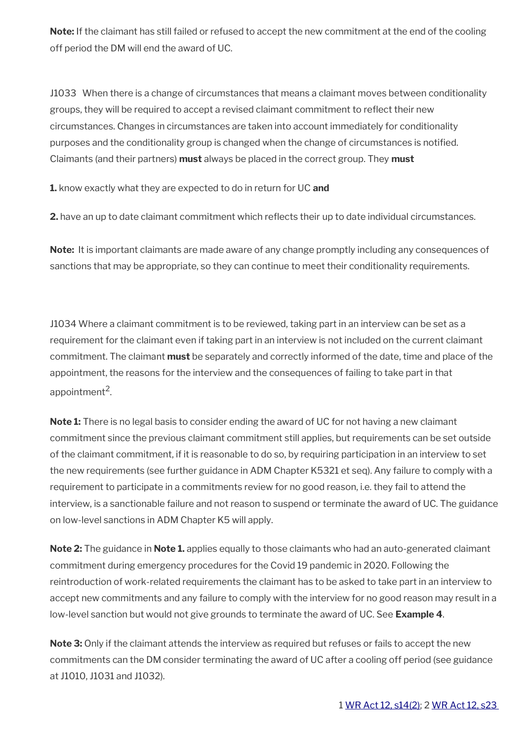**Note:** If the claimant has still failed or refused to accept the new commitment at the end of the cooling off period the DM will end the award of UC.

J1033 When there is a change of circumstances that means a claimant moves between conditionality groups, they will be required to accept a revised claimant commitment to reflect their new circumstances. Changes in circumstances are taken into account immediately for conditionality purposes and the conditionality group is changed when the change of circumstances is notified. Claimants (and their partners) **must** always be placed in the correct group. They **must**

**1.** know exactly what they are expected to do in return for UC **and**

**2.** have an up to date claimant commitment which reflects their up to date individual circumstances.

**Note:** It is important claimants are made aware of any change promptly including any consequences of sanctions that may be appropriate, so they can continue to meet their conditionality requirements.

J1034 Where a claimant commitment is to be reviewed, taking part in an interview can be set as a requirement for the claimant even if taking part in an interview is not included on the current claimant commitment. The claimant **must** be separately and correctly informed of the date, time and place of the appointment, the reasons for the interview and the consequences of failing to take part in that appointment[2].

**Note 1:** There is no legal basis to consider ending the award of UC for not having a new claimant commitment since the previous claimant commitment still applies, but requirements can be set outside of the claimant commitment, if it is reasonable to do so, by requiring participation in an interview to set the new requirements (see further guidance in ADM Chapter K5321 et seq). Any failure to comply with a requirement to participate in a commitments review for no good reason, i.e. they fail to attend the interview, is a sanctionable failure and not reason to suspend or terminate the award of UC. The guidance on low-level sanctions in ADM Chapter K5 will apply.

**Note 2:** The guidance in **Note 1.** applies equally to those claimants who had an auto-generated claimant commitment during emergency procedures for the Covid 19 pandemic in 2020. Following the reintroduction of work-related requirements the claimant has to be asked to take part in an interview to accept new commitments and any failure to comply with the interview for no good reason may result in a low-level sanction but would not give grounds to terminate the award of UC. See **Example 4**.

**Note 3:** Only if the claimant attends the interview as required but refuses or fails to accept the new commitments can the DM consider terminating the award of UC after a cooling off period (see guidance at J1010, J1031 and J1032).

1 WR Act 12, s14(2); 2 WR Act 12, s23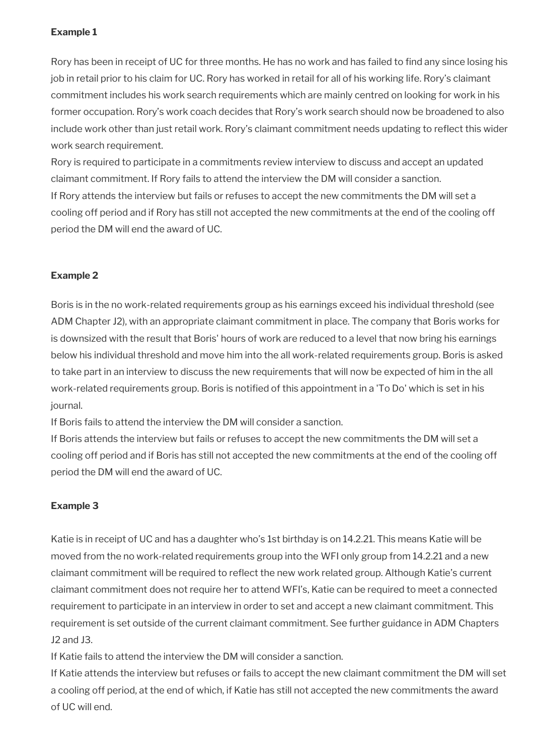**Example 1**

Rory has been in receipt of UC for three months. He has no work and has failed to find any since losing his job in retail prior to his claim for UC. Rory has worked in retail for all of his working life. Rory's claimant commitment includes his work search requirements which are mainly centred on looking for work in his former occupation. Rory's work coach decides that Rory's work search should now be broadened to also include work other than just retail work. Rory's claimant commitment needs updating to reflect this wider work search requirement.

Rory is required to participate in a commitments review interview to discuss and accept an updated claimant commitment. If Rory fails to attend the interview the DM will consider a sanction.

If Rory attends the interview but fails or refuses to accept the new commitments the DM will set a cooling off period and if Rory has still not accepted the new commitments at the end of the cooling off period the DM will end the award of UC.

**Example 2**

Boris is in the no work-related requirements group as his earnings exceed his individual threshold (see ADM Chapter J2), with an appropriate claimant commitment in place. The company that Boris works for is downsized with the result that Boris' hours of work are reduced to a level that now bring his earnings below his individual threshold and move him into the all work-related requirements group. Boris is asked to take part in an interview to discuss the new requirements that will now be expected of him in the all work-related requirements group. Boris is notified of this appointment in a 'To Do' which is set in his journal.

If Boris fails to attend the interview the DM will consider a sanction.

If Boris attends the interview but fails or refuses to accept the new commitments the DM will set a cooling off period and if Boris has still not accepted the new commitments at the end of the cooling off period the DM will end the award of UC.

**Example 3**

Katie is in receipt of UC and has a daughter who's 1st birthday is on 14.2.21. This means Katie will be moved from the no work-related requirements group into the WFI only group from 14.2.21 and a new claimant commitment will be required to reflect the new work related group. Although Katie's current claimant commitment does not require her to attend WFI's, Katie can be required to meet a connected requirement to participate in an interview in order to set and accept a new claimant commitment. This requirement is set outside of the current claimant commitment. See further guidance in ADM Chapters J2 and J3.

If Katie fails to attend the interview the DM will consider a sanction.

If Katie attends the interview but refuses or fails to accept the new claimant commitment the DM will set a cooling off period, at the end of which, if Katie has still not accepted the new commitments the award of UC will end.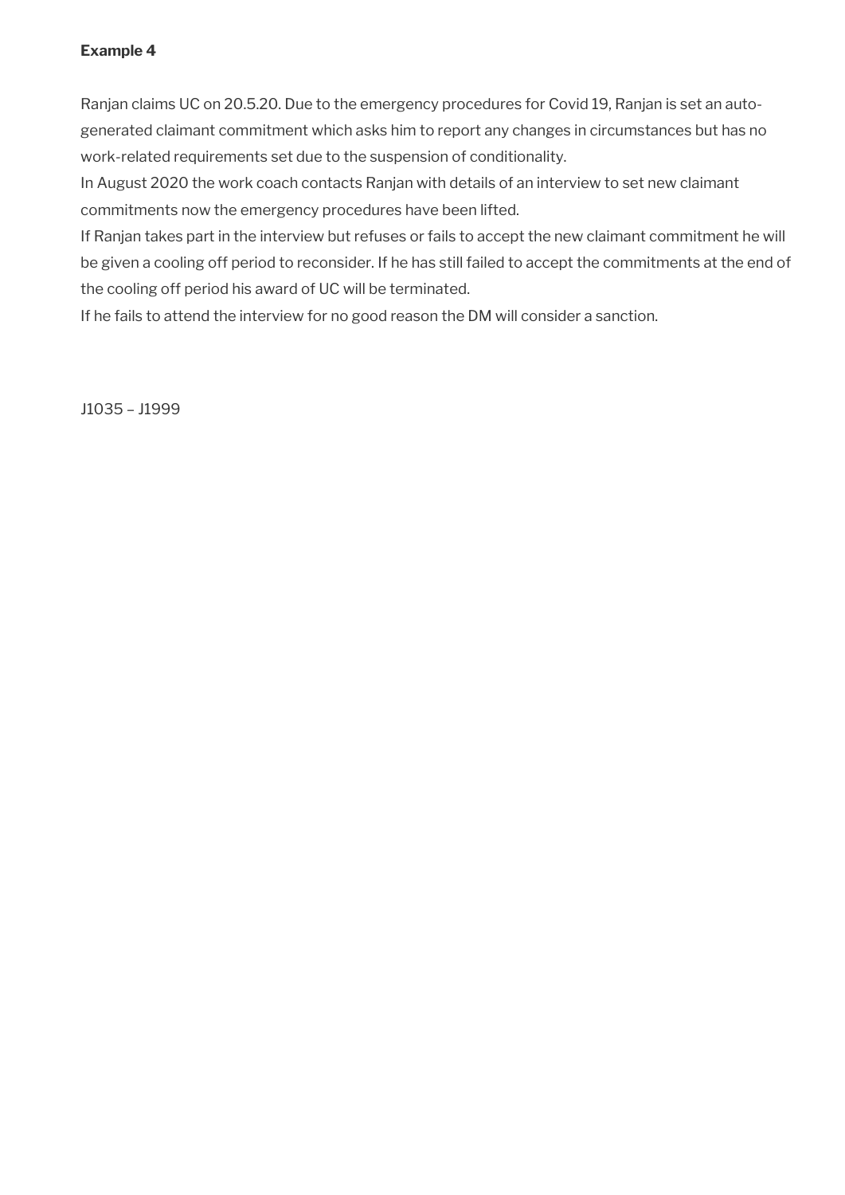**Example 4**

Ranjan claims UC on 20.5.20. Due to the emergency procedures for Covid 19, Ranjan is set an auto-generated claimant commitment which asks him to report any changes in circumstances but has no work-related requirements set due to the suspension of conditionality.

In August 2020 the work coach contacts Ranjan with details of an interview to set new claimant commitments now the emergency procedures have been lifted.

If Ranjan takes part in the interview but refuses or fails to accept the new claimant commitment he will be given a cooling off period to reconsider. If he has still failed to accept the commitments at the end of the cooling off period his award of UC will be terminated.

If he fails to attend the interview for no good reason the DM will consider a sanction.

J1035 – J1999